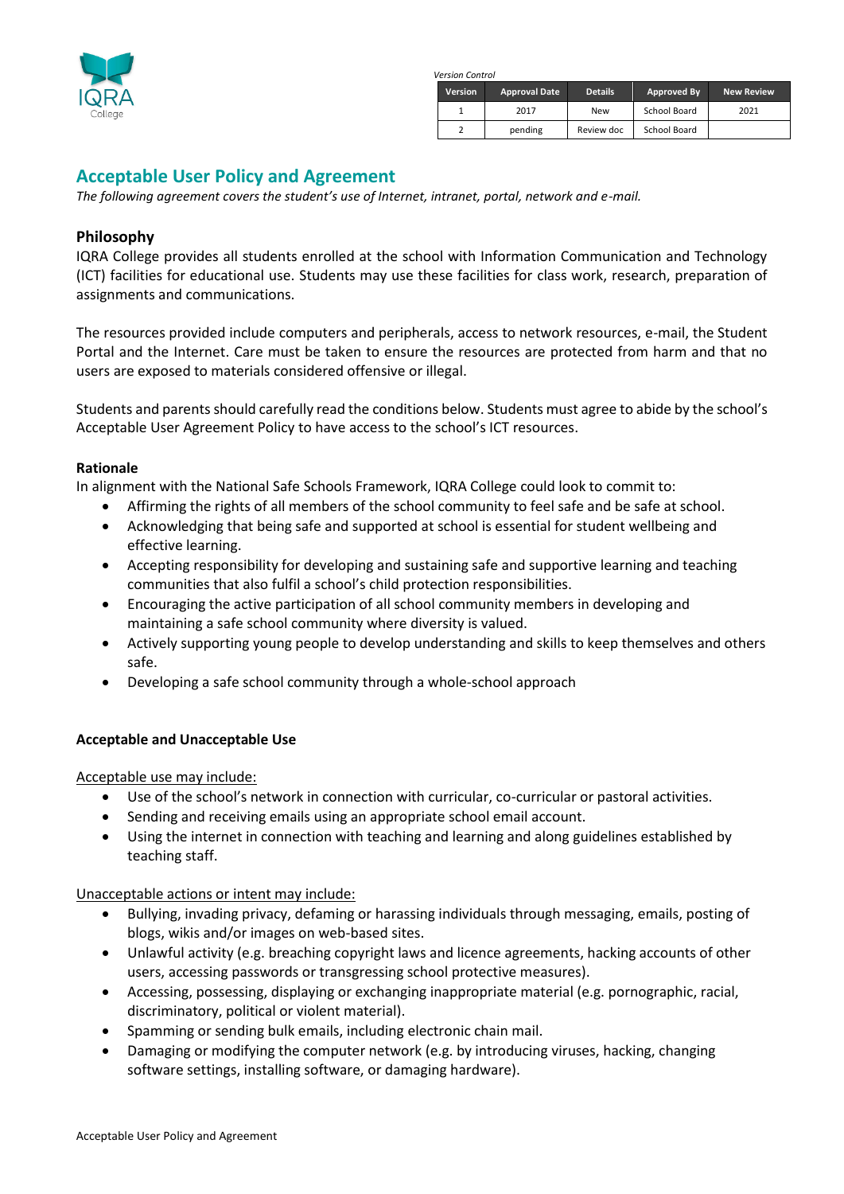IQRA College

*Version Control*

| Version | Approval Date | Details | Approved By | New Review |
|---|---|---|---|---|
| 1 | 2017 | New | School Board | 2021 |
| 2 | pending | Review doc | School Board | |

# Acceptable User Policy and Agreement

*The following agreement covers the student's use of Internet, intranet, portal, network and e-mail.*

## Philosophy

IQRA College provides all students enrolled at the school with Information Communication and Technology (ICT) facilities for educational use. Students may use these facilities for class work, research, preparation of assignments and communications.

The resources provided include computers and peripherals, access to network resources, e-mail, the Student Portal and the Internet. Care must be taken to ensure the resources are protected from harm and that no users are exposed to materials considered offensive or illegal.

Students and parents should carefully read the conditions below. Students must agree to abide by the school's Acceptable User Agreement Policy to have access to the school's ICT resources.

### Rationale

In alignment with the National Safe Schools Framework, IQRA College could look to commit to:

- Affirming the rights of all members of the school community to feel safe and be safe at school.
- Acknowledging that being safe and supported at school is essential for student wellbeing and effective learning.
- Accepting responsibility for developing and sustaining safe and supportive learning and teaching communities that also fulfil a school's child protection responsibilities.
- Encouraging the active participation of all school community members in developing and maintaining a safe school community where diversity is valued.
- Actively supporting young people to develop understanding and skills to keep themselves and others safe.
- Developing a safe school community through a whole-school approach

### Acceptable and Unacceptable Use

Acceptable use may include:

- Use of the school's network in connection with curricular, co-curricular or pastoral activities.
- Sending and receiving emails using an appropriate school email account.
- Using the internet in connection with teaching and learning and along guidelines established by teaching staff.

Unacceptable actions or intent may include:

- Bullying, invading privacy, defaming or harassing individuals through messaging, emails, posting of blogs, wikis and/or images on web-based sites.
- Unlawful activity (e.g. breaching copyright laws and licence agreements, hacking accounts of other users, accessing passwords or transgressing school protective measures).
- Accessing, possessing, displaying or exchanging inappropriate material (e.g. pornographic, racial, discriminatory, political or violent material).
- Spamming or sending bulk emails, including electronic chain mail.
- Damaging or modifying the computer network (e.g. by introducing viruses, hacking, changing software settings, installing software, or damaging hardware).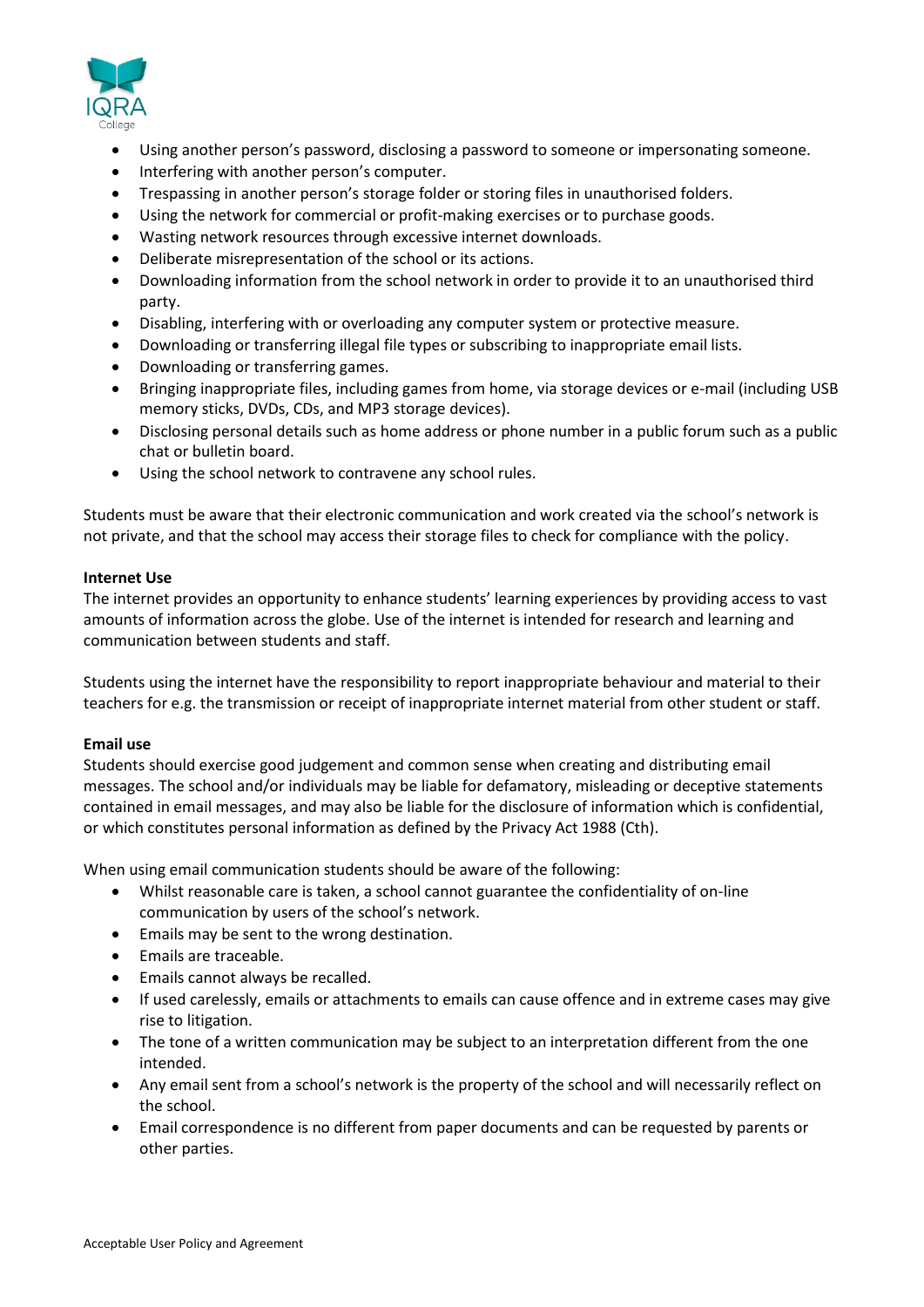- Using another person's password, disclosing a password to someone or impersonating someone.
- Interfering with another person's computer.
- Trespassing in another person's storage folder or storing files in unauthorised folders.
- Using the network for commercial or profit-making exercises or to purchase goods.
- Wasting network resources through excessive internet downloads.
- Deliberate misrepresentation of the school or its actions.
- Downloading information from the school network in order to provide it to an unauthorised third party.
- Disabling, interfering with or overloading any computer system or protective measure.
- Downloading or transferring illegal file types or subscribing to inappropriate email lists.
- Downloading or transferring games.
- Bringing inappropriate files, including games from home, via storage devices or e-mail (including USB memory sticks, DVDs, CDs, and MP3 storage devices).
- Disclosing personal details such as home address or phone number in a public forum such as a public chat or bulletin board.
- Using the school network to contravene any school rules.

Students must be aware that their electronic communication and work created via the school's network is not private, and that the school may access their storage files to check for compliance with the policy.

**Internet Use**

The internet provides an opportunity to enhance students' learning experiences by providing access to vast amounts of information across the globe. Use of the internet is intended for research and learning and communication between students and staff.

Students using the internet have the responsibility to report inappropriate behaviour and material to their teachers for e.g. the transmission or receipt of inappropriate internet material from other student or staff.

**Email use**

Students should exercise good judgement and common sense when creating and distributing email messages. The school and/or individuals may be liable for defamatory, misleading or deceptive statements contained in email messages, and may also be liable for the disclosure of information which is confidential, or which constitutes personal information as defined by the Privacy Act 1988 (Cth).

When using email communication students should be aware of the following:

- Whilst reasonable care is taken, a school cannot guarantee the confidentiality of on-line communication by users of the school's network.
- Emails may be sent to the wrong destination.
- Emails are traceable.
- Emails cannot always be recalled.
- If used carelessly, emails or attachments to emails can cause offence and in extreme cases may give rise to litigation.
- The tone of a written communication may be subject to an interpretation different from the one intended.
- Any email sent from a school's network is the property of the school and will necessarily reflect on the school.
- Email correspondence is no different from paper documents and can be requested by parents or other parties.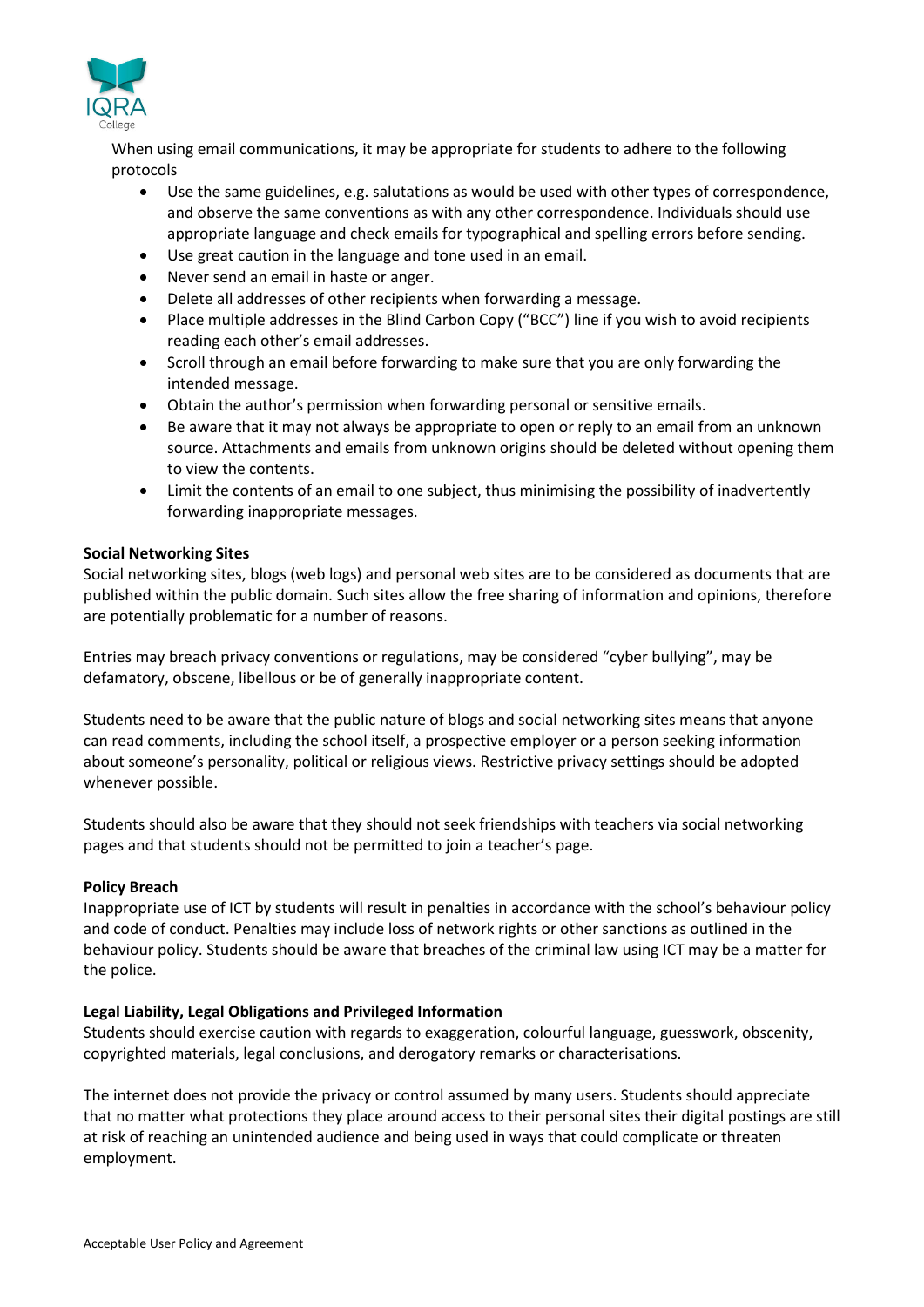When using email communications, it may be appropriate for students to adhere to the following protocols

- Use the same guidelines, e.g. salutations as would be used with other types of correspondence, and observe the same conventions as with any other correspondence. Individuals should use appropriate language and check emails for typographical and spelling errors before sending.
- Use great caution in the language and tone used in an email.
- Never send an email in haste or anger.
- Delete all addresses of other recipients when forwarding a message.
- Place multiple addresses in the Blind Carbon Copy ("BCC") line if you wish to avoid recipients reading each other's email addresses.
- Scroll through an email before forwarding to make sure that you are only forwarding the intended message.
- Obtain the author's permission when forwarding personal or sensitive emails.
- Be aware that it may not always be appropriate to open or reply to an email from an unknown source. Attachments and emails from unknown origins should be deleted without opening them to view the contents.
- Limit the contents of an email to one subject, thus minimising the possibility of inadvertently forwarding inappropriate messages.

**Social Networking Sites**

Social networking sites, blogs (web logs) and personal web sites are to be considered as documents that are published within the public domain. Such sites allow the free sharing of information and opinions, therefore are potentially problematic for a number of reasons.

Entries may breach privacy conventions or regulations, may be considered "cyber bullying", may be defamatory, obscene, libellous or be of generally inappropriate content.

Students need to be aware that the public nature of blogs and social networking sites means that anyone can read comments, including the school itself, a prospective employer or a person seeking information about someone's personality, political or religious views. Restrictive privacy settings should be adopted whenever possible.

Students should also be aware that they should not seek friendships with teachers via social networking pages and that students should not be permitted to join a teacher's page.

**Policy Breach**

Inappropriate use of ICT by students will result in penalties in accordance with the school's behaviour policy and code of conduct. Penalties may include loss of network rights or other sanctions as outlined in the behaviour policy. Students should be aware that breaches of the criminal law using ICT may be a matter for the police.

**Legal Liability, Legal Obligations and Privileged Information**

Students should exercise caution with regards to exaggeration, colourful language, guesswork, obscenity, copyrighted materials, legal conclusions, and derogatory remarks or characterisations.

The internet does not provide the privacy or control assumed by many users. Students should appreciate that no matter what protections they place around access to their personal sites their digital postings are still at risk of reaching an unintended audience and being used in ways that could complicate or threaten employment.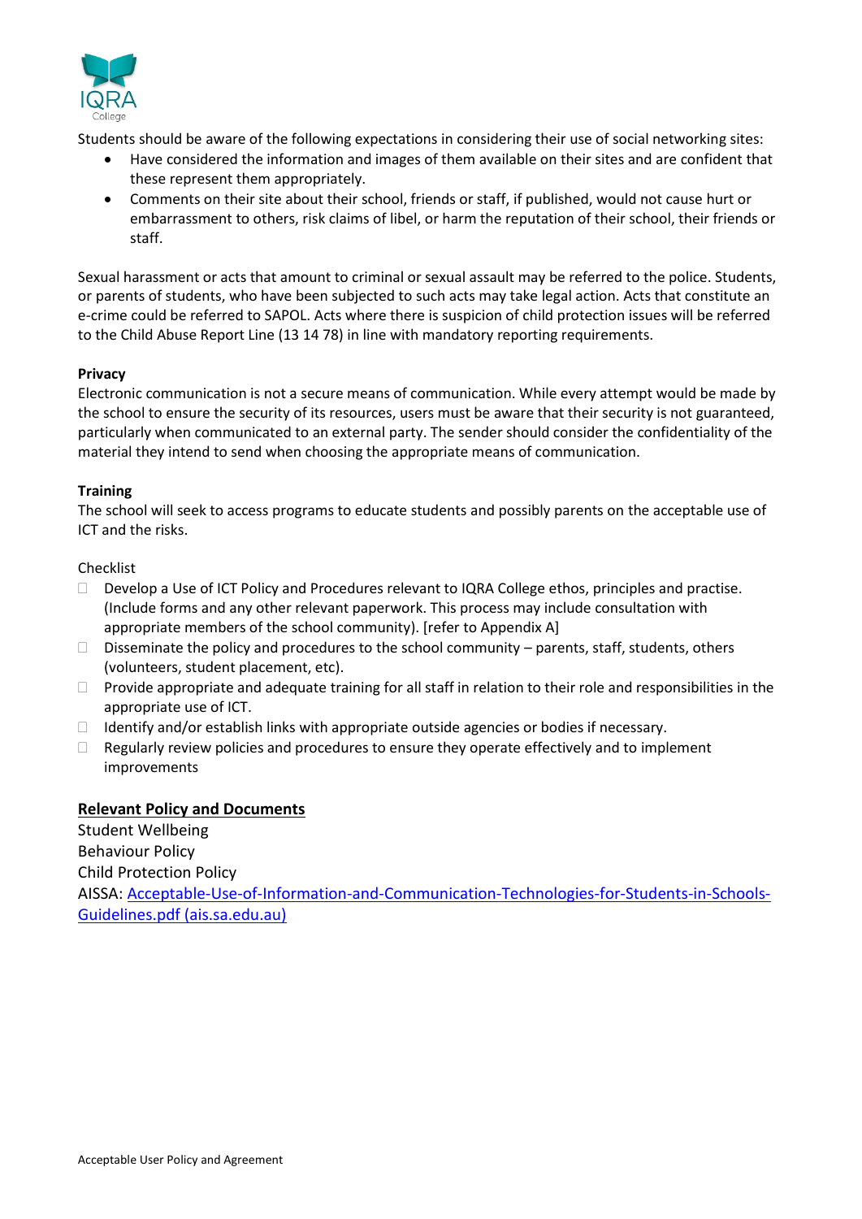Students should be aware of the following expectations in considering their use of social networking sites:

- Have considered the information and images of them available on their sites and are confident that these represent them appropriately.
- Comments on their site about their school, friends or staff, if published, would not cause hurt or embarrassment to others, risk claims of libel, or harm the reputation of their school, their friends or staff.

Sexual harassment or acts that amount to criminal or sexual assault may be referred to the police. Students, or parents of students, who have been subjected to such acts may take legal action. Acts that constitute an e-crime could be referred to SAPOL. Acts where there is suspicion of child protection issues will be referred to the Child Abuse Report Line (13 14 78) in line with mandatory reporting requirements.

**Privacy**

Electronic communication is not a secure means of communication. While every attempt would be made by the school to ensure the security of its resources, users must be aware that their security is not guaranteed, particularly when communicated to an external party. The sender should consider the confidentiality of the material they intend to send when choosing the appropriate means of communication.

**Training**

The school will seek to access programs to educate students and possibly parents on the acceptable use of ICT and the risks.

Checklist

- ☐ Develop a Use of ICT Policy and Procedures relevant to IQRA College ethos, principles and practise. (Include forms and any other relevant paperwork. This process may include consultation with appropriate members of the school community). [refer to Appendix A]
- ☐ Disseminate the policy and procedures to the school community – parents, staff, students, others (volunteers, student council, etc).
- ☐ Provide appropriate and adequate training for all staff in relation to their role and responsibilities in the appropriate use of ICT.
- ☐ Identify and/or establish links with appropriate outside agencies or bodies if necessary.
- ☐ Regularly review policies and procedures to ensure they operate effectively and to implement improvements

**Relevant Policy and Documents**

Student Wellbeing

Behaviour Policy

Child Protection Policy

AISSA: Acceptable-Use-of-Information-and-Communication-Technologies-for-Students-in-Schools-Guidelines.pdf (ais.sa.edu.au)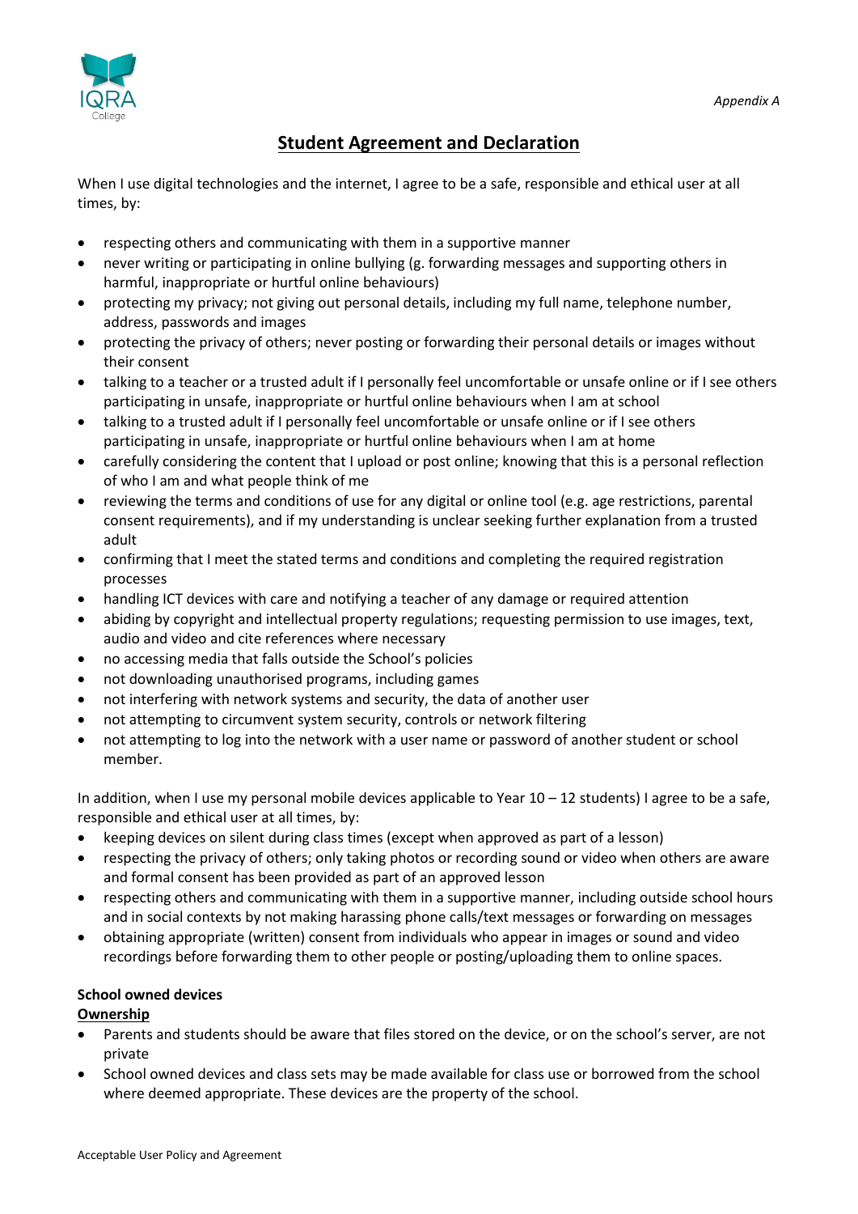*Appendix A*

# Student Agreement and Declaration

When I use digital technologies and the internet, I agree to be a safe, responsible and ethical user at all times, by:

- respecting others and communicating with them in a supportive manner
- never writing or participating in online bullying (g. forwarding messages and supporting others in harmful, inappropriate or hurtful online behaviours)
- protecting my privacy; not giving out personal details, including my full name, telephone number, address, passwords and images
- protecting the privacy of others; never posting or forwarding their personal details or images without their consent
- talking to a teacher or a trusted adult if I personally feel uncomfortable or unsafe online or if I see others participating in unsafe, inappropriate or hurtful online behaviours when I am at school
- talking to a trusted adult if I personally feel uncomfortable or unsafe online or if I see others participating in unsafe, inappropriate or hurtful online behaviours when I am at home
- carefully considering the content that I upload or post online; knowing that this is a personal reflection of who I am and what people think of me
- reviewing the terms and conditions of use for any digital or online tool (e.g. age restrictions, parental consent requirements), and if my understanding is unclear seeking further explanation from a trusted adult
- confirming that I meet the stated terms and conditions and completing the required registration processes
- handling ICT devices with care and notifying a teacher of any damage or required attention
- abiding by copyright and intellectual property regulations; requesting permission to use images, text, audio and video and cite references where necessary
- no accessing media that falls outside the School's policies
- not downloading unauthorised programs, including games
- not interfering with network systems and security, the data of another user
- not attempting to circumvent system security, controls or network filtering
- not attempting to log into the network with a user name or password of another student or school member.

In addition, when I use my personal mobile devices applicable to Year 10 – 12 students) I agree to be a safe, responsible and ethical user at all times, by:

- keeping devices on silent during class times (except when approved as part of a lesson)
- respecting the privacy of others; only taking photos or recording sound or video when others are aware and formal consent has been provided as part of an approved lesson
- respecting others and communicating with them in a supportive manner, including outside school hours and in social contexts by not making harassing phone calls/text messages or forwarding on messages
- obtaining appropriate (written) consent from individuals who appear in images or sound and video recordings before forwarding them to other people or posting/uploading them to online spaces.

**School owned devices**

**Ownership**

- Parents and students should be aware that files stored on the device, or on the school's server, are not private
- School owned devices and class sets may be made available for class use or borrowed from the school where deemed appropriate. These devices are the property of the school.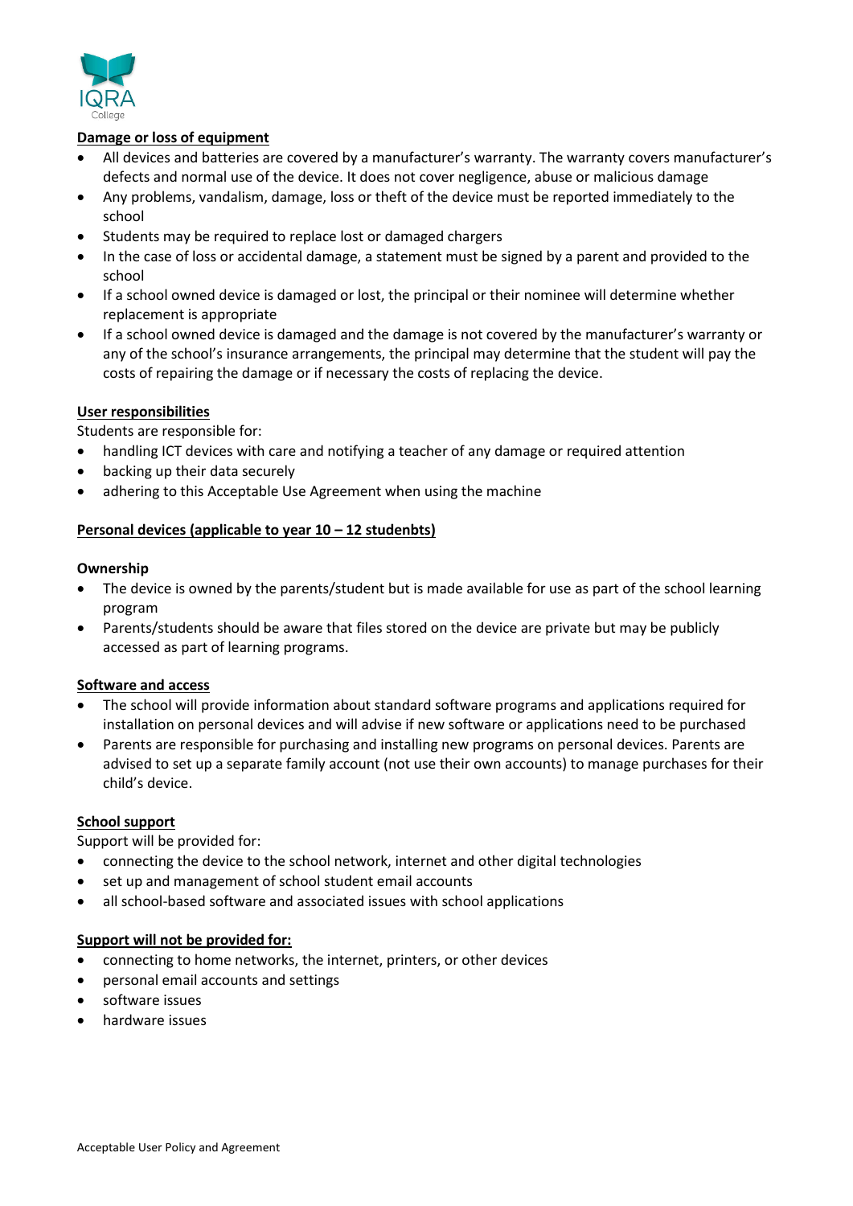## Damage or loss of equipment

- All devices and batteries are covered by a manufacturer's warranty. The warranty covers manufacturer's defects and normal use of the device. It does not cover negligence, abuse or malicious damage
- Any problems, vandalism, damage, loss or theft of the device must be reported immediately to the school
- Students may be required to replace lost or damaged chargers
- In the case of loss or accidental damage, a statement must be signed by a parent and provided to the school
- If a school owned device is damaged or lost, the principal or their nominee will determine whether replacement is appropriate
- If a school owned device is damaged and the damage is not covered by the manufacturer's warranty or any of the school's insurance arrangements, the principal may determine that the student will pay the costs of repairing the damage or if necessary the costs of replacing the device.

## User responsibilities

Students are responsible for:

- handling ICT devices with care and notifying a teacher of any damage or required attention
- backing up their data securely
- adhering to this Acceptable Use Agreement when using the machine

## Personal devices (applicable to year 10 – 12 studenbts)

### Ownership

- The device is owned by the parents/student but is made available for use as part of the school learning program
- Parents/students should be aware that files stored on the device are private but may be publicly accessed as part of learning programs.

## Software and access

- The school will provide information about standard software programs and applications required for installation on personal devices and will advise if new software or applications need to be purchased
- Parents are responsible for purchasing and installing new programs on personal devices. Parents are advised to set up a separate family account (not use their own accounts) to manage purchases for their child's device.

## School support

Support will be provided for:

- connecting the device to the school network, internet and other digital technologies
- set up and management of school student email accounts
- all school-based software and associated issues with school applications

## Support will not be provided for:

- connecting to home networks, the internet, printers, or other devices
- personal email accounts and settings
- software issues
- hardware issues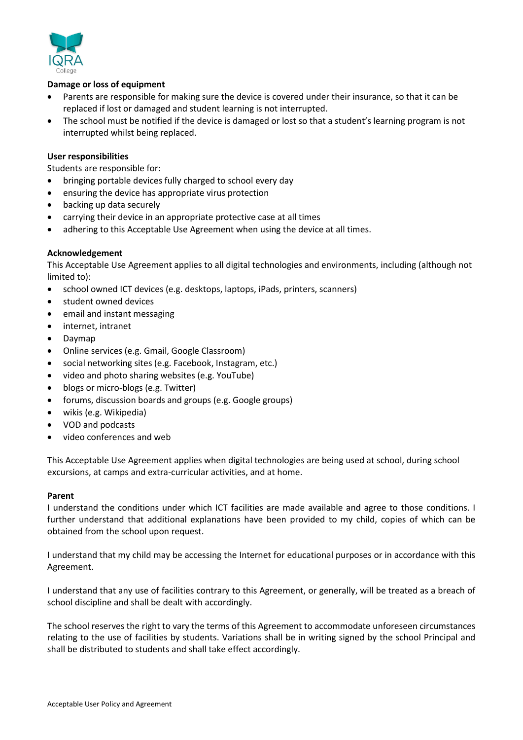**Damage or loss of equipment**

- Parents are responsible for making sure the device is covered under their insurance, so that it can be replaced if lost or damaged and student learning is not interrupted.
- The school must be notified if the device is damaged or lost so that a student's learning program is not interrupted whilst being replaced.

**User responsibilities**

Students are responsible for:

- bringing portable devices fully charged to school every day
- ensuring the device has appropriate virus protection
- backing up data securely
- carrying their device in an appropriate protective case at all times
- adhering to this Acceptable Use Agreement when using the device at all times.

**Acknowledgement**

This Acceptable Use Agreement applies to all digital technologies and environments, including (although not limited to):

- school owned ICT devices (e.g. desktops, laptops, iPads, printers, scanners)
- student owned devices
- email and instant messaging
- internet, intranet
- Daymap
- Online services (e.g. Gmail, Google Classroom)
- social networking sites (e.g. Facebook, Instagram, etc.)
- video and photo sharing websites (e.g. YouTube)
- blogs or micro-blogs (e.g. Twitter)
- forums, discussion boards and groups (e.g. Google groups)
- wikis (e.g. Wikipedia)
- VOD and podcasts
- video conferences and web

This Acceptable Use Agreement applies when digital technologies are being used at school, during school excursions, at camps and extra-curricular activities, and at home.

**Parent**

I understand the conditions under which ICT facilities are made available and agree to those conditions. I further understand that additional explanations have been provided to my child, copies of which can be obtained from the school upon request.

I understand that my child may be accessing the Internet for educational purposes or in accordance with this Agreement.

I understand that any use of facilities contrary to this Agreement, or generally, will be treated as a breach of school discipline and shall be dealt with accordingly.

The school reserves the right to vary the terms of this Agreement to accommodate unforeseen circumstances relating to the use of facilities by students. Variations shall be in writing signed by the school Principal and shall be distributed to students and shall take effect accordingly.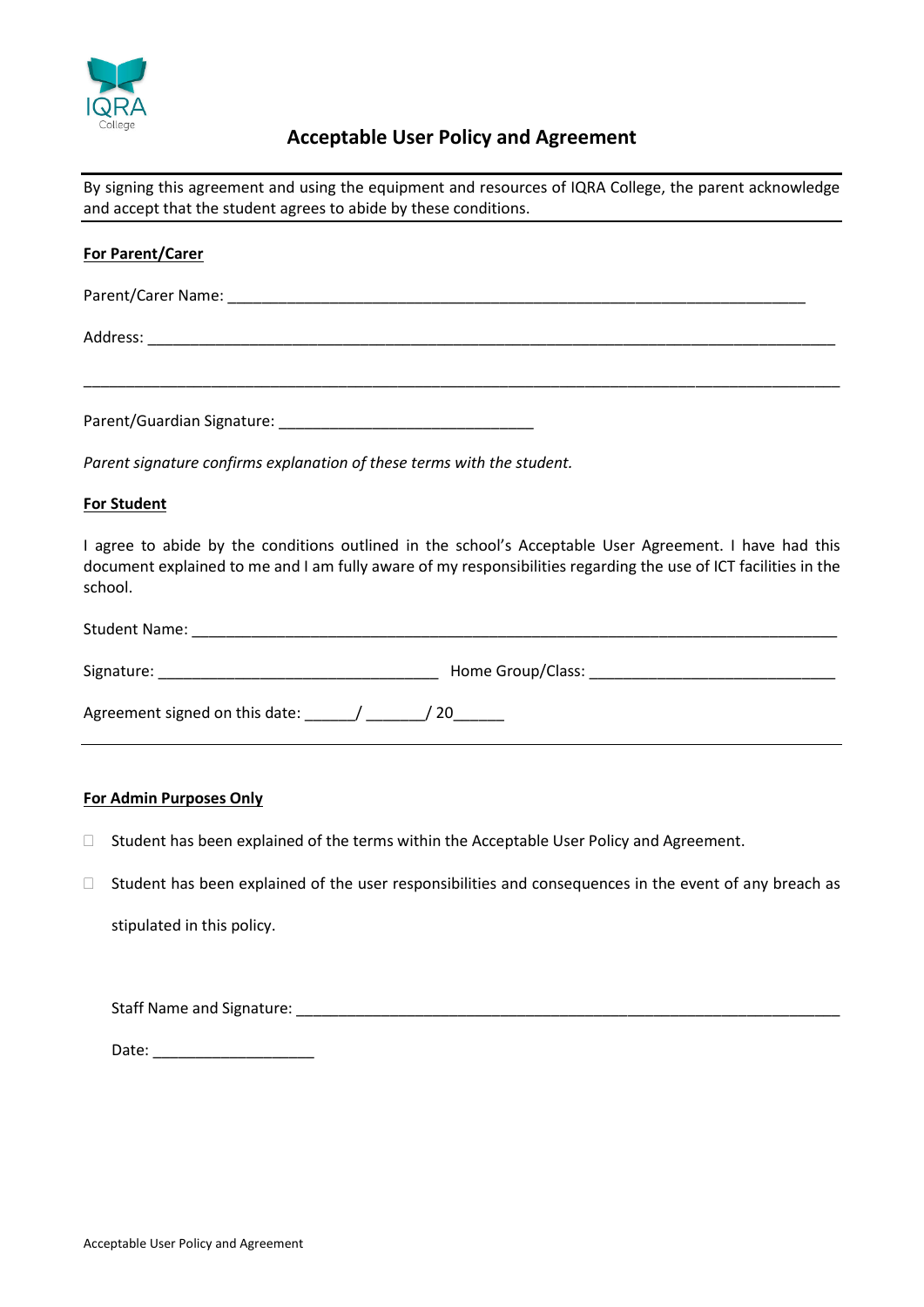# Acceptable User Policy and Agreement

By signing this agreement and using the equipment and resources of IQRA College, the parent acknowledge and accept that the student agrees to abide by these conditions.

**For Parent/Carer**

Parent/Carer Name: ______________________________________________________________________

Address: ______________________________________________________________________________

_______________________________________________________________________________________

Parent/Guardian Signature: ______________________________

*Parent signature confirms explanation of these terms with the student.*

**For Student**

I agree to abide by the conditions outlined in the school's Acceptable User Agreement. I have had this document explained to me and I am fully aware of my responsibilities regarding the use of ICT facilities in the school.

Student Name: _________________________________________________________________________

Signature: _________________________________ Home Group/Class: _____________________________

Agreement signed on this date: ______/ _______/ 20______

**For Admin Purposes Only**

- ☐ Student has been explained of the terms within the Acceptable User Policy and Agreement.
- ☐ Student has been explained of the user responsibilities and consequences in the event of any breach as stipulated in this policy.

Staff Name and Signature: ____________________________________________________________

Date: ___________________